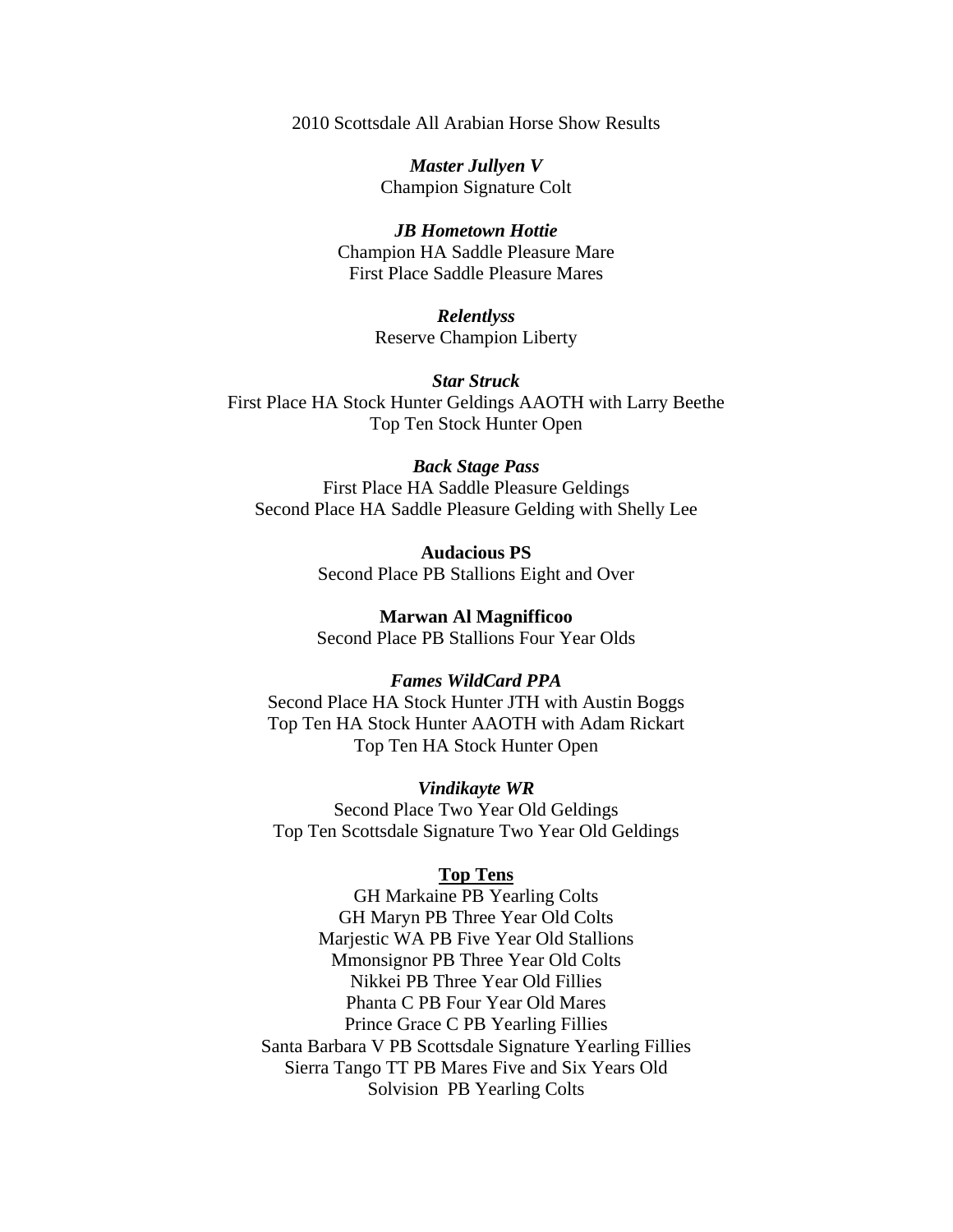2010 Scottsdale All Arabian Horse Show Results

***Master Jullyen V***
Champion Signature Colt

***JB Hometown Hottie***
Champion HA Saddle Pleasure Mare
First Place Saddle Pleasure Mares

***Relentlyss***
Reserve Champion Liberty

***Star Struck***
First Place HA Stock Hunter Geldings AAOTH with Larry Beethe
Top Ten Stock Hunter Open

***Back Stage Pass***
First Place HA Saddle Pleasure Geldings
Second Place HA Saddle Pleasure Gelding with Shelly Lee

**Audacious PS**
Second Place PB Stallions Eight and Over

**Marwan Al Magnifficoo**
Second Place PB Stallions Four Year Olds

***Fames WildCard PPA***
Second Place HA Stock Hunter JTH with Austin Boggs
Top Ten HA Stock Hunter AAOTH with Adam Rickart
Top Ten HA Stock Hunter Open

***Vindikayte WR***
Second Place Two Year Old Geldings
Top Ten Scottsdale Signature Two Year Old Geldings

**Top Tens**

GH Markaine PB Yearling Colts
GH Maryn PB Three Year Old Colts
Marjestic WA PB Five Year Old Stallions
Mmonsignor PB Three Year Old Colts
Nikkei PB Three Year Old Fillies
Phanta C PB Four Year Old Mares
Prince Grace C PB Yearling Fillies
Santa Barbara V PB Scottsdale Signature Yearling Fillies
Sierra Tango TT PB Mares Five and Six Years Old
Solvision PB Yearling Colts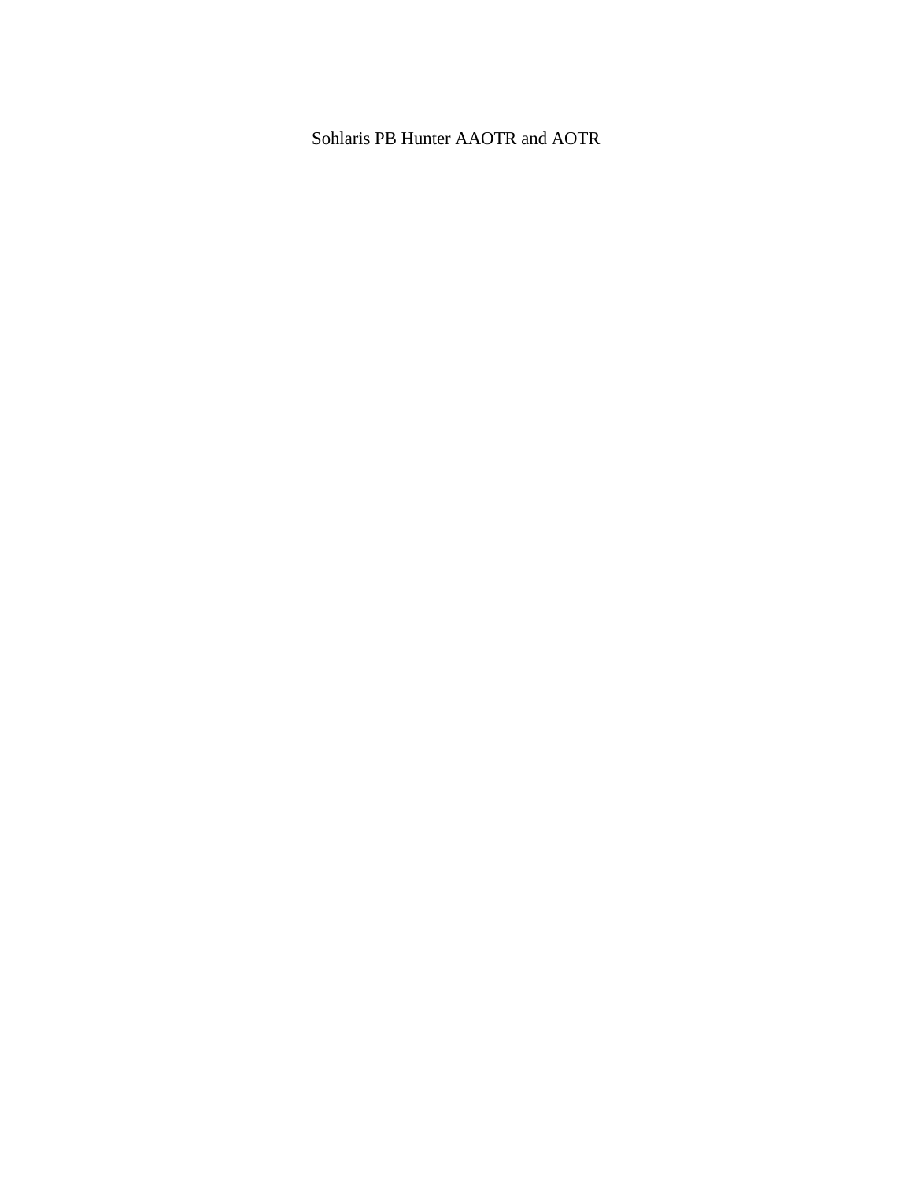Sohlaris PB Hunter AAOTR and AOTR